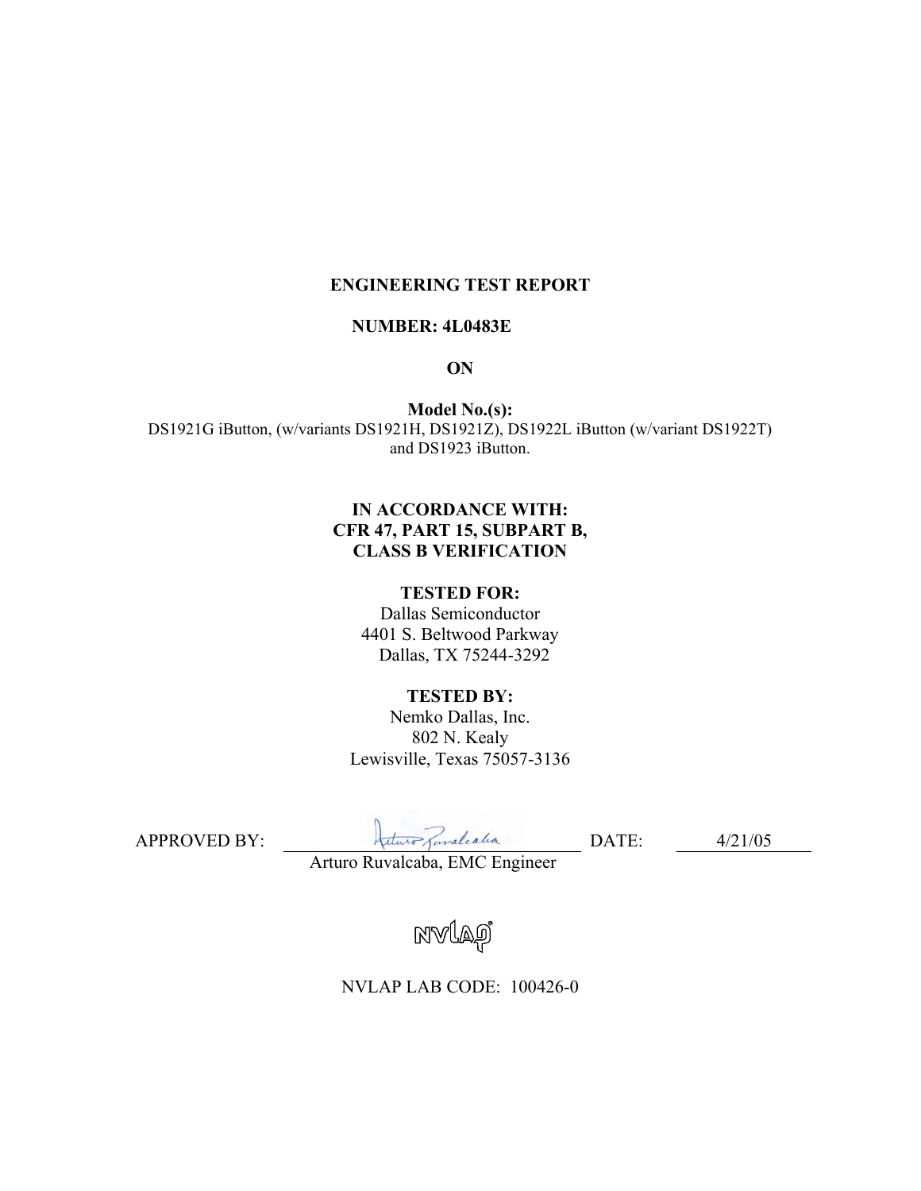# ENGINEERING TEST REPORT

**NUMBER: 4L0483E**

**ON**

**Model No.(s):**
DS1921G iButton, (w/variants DS1921H, DS1921Z), DS1922L iButton (w/variant DS1922T) and DS1923 iButton.

**IN ACCORDANCE WITH:**
**CFR 47, PART 15, SUBPART B,**
**CLASS B VERIFICATION**

**TESTED FOR:**
Dallas Semiconductor
4401 S. Beltwood Parkway
Dallas, TX 75244-3292

**TESTED BY:**
Nemko Dallas, Inc.
802 N. Kealy
Lewisville, Texas 75057-3136

APPROVED BY: Arturo Ruvalcaba, EMC Engineer DATE: 4/21/05

NVLAP LAB CODE: 100426-0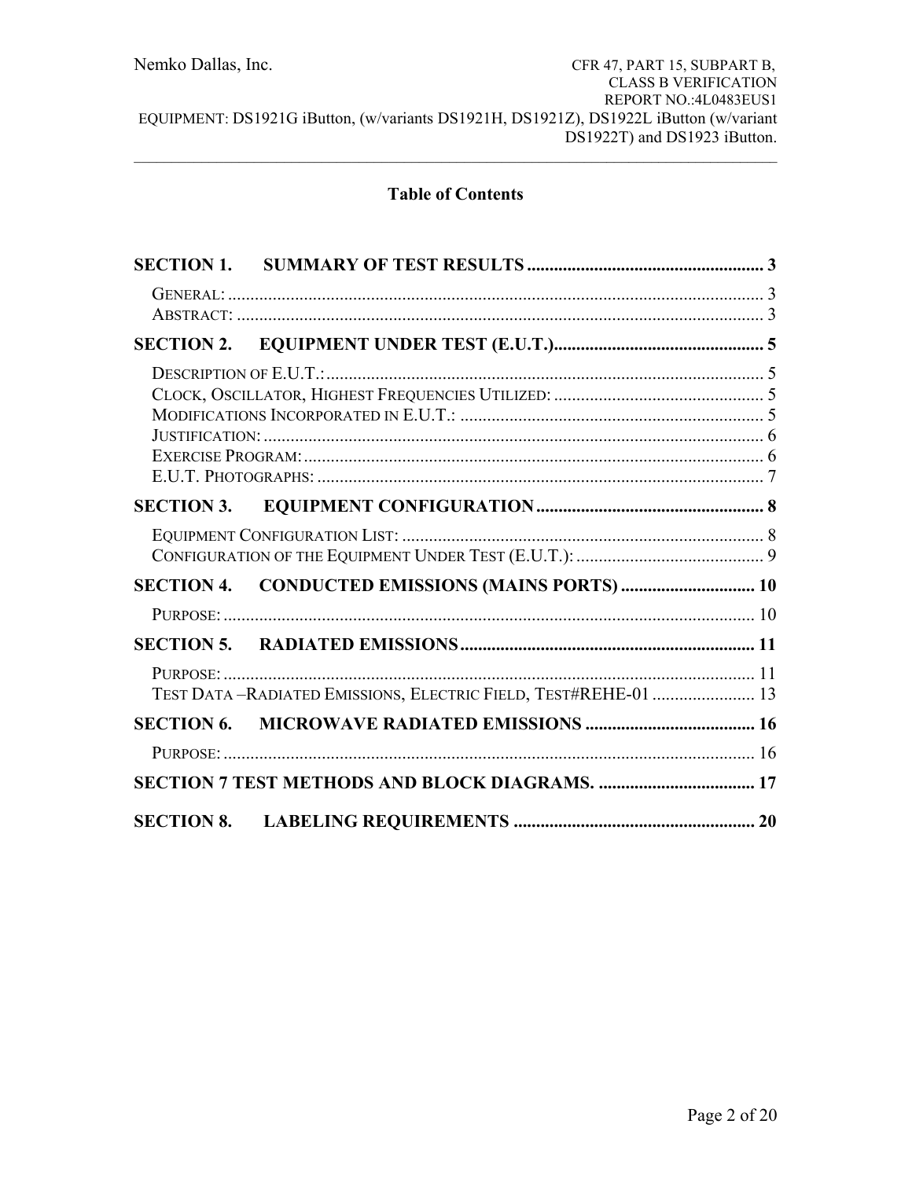# Table of Contents

**SECTION 1. SUMMARY OF TEST RESULTS** ..................................................... 3

- GENERAL: ..................................................................................................... 3
- ABSTRACT: .................................................................................................... 3

**SECTION 2. EQUIPMENT UNDER TEST (E.U.T.)** ............................................ 5

- DESCRIPTION OF E.U.T.: ................................................................................ 5
- CLOCK, OSCILLATOR, HIGHEST FREQUENCIES UTILIZED: ............................. 5
- MODIFICATIONS INCORPORATED IN E.U.T.: .................................................. 5
- JUSTIFICATION: ............................................................................................. 6
- EXERCISE PROGRAM: ..................................................................................... 6
- E.U.T. PHOTOGRAPHS: ................................................................................... 7

**SECTION 3. EQUIPMENT CONFIGURATION** ..................................................... 8

- EQUIPMENT CONFIGURATION LIST: ................................................................ 8
- CONFIGURATION OF THE EQUIPMENT UNDER TEST (E.U.T.): ........................... 9

**SECTION 4. CONDUCTED EMISSIONS (MAINS PORTS)** .................................. 10

- PURPOSE: ..................................................................................................... 10

**SECTION 5. RADIATED EMISSIONS** .................................................................. 11

- PURPOSE: ..................................................................................................... 11
- TEST DATA –RADIATED EMISSIONS, ELECTRIC FIELD, TEST#REHE-01 .................. 13

**SECTION 6. MICROWAVE RADIATED EMISSIONS** .......................................... 16

- PURPOSE: ..................................................................................................... 16

**SECTION 7 TEST METHODS AND BLOCK DIAGRAMS.** ..................................... 17

**SECTION 8. LABELING REQUIREMENTS** ......................................................... 20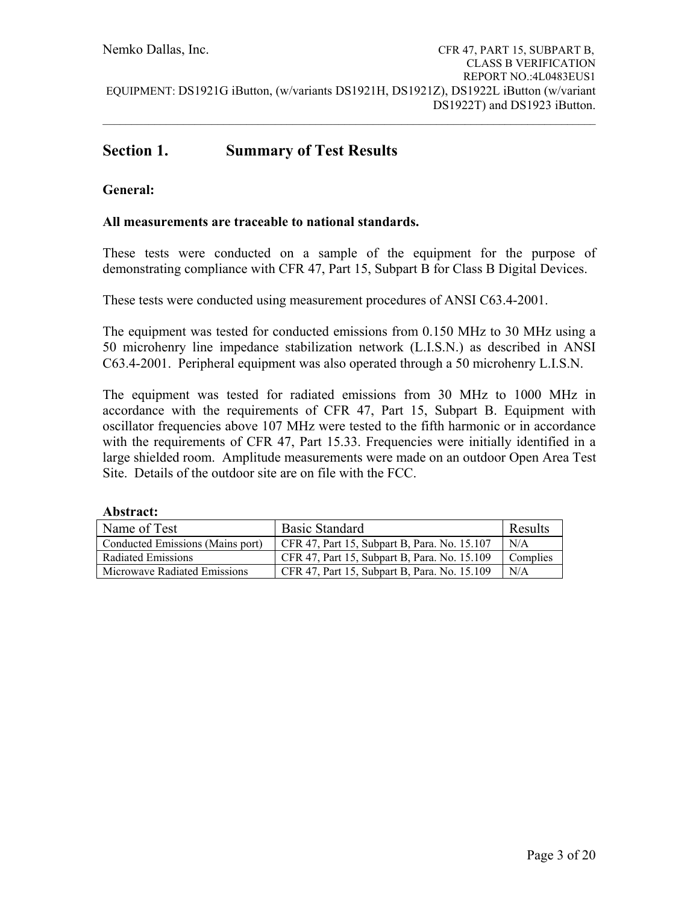# Section 1. Summary of Test Results

**General:**

**All measurements are traceable to national standards.**

These tests were conducted on a sample of the equipment for the purpose of demonstrating compliance with CFR 47, Part 15, Subpart B for Class B Digital Devices.

These tests were conducted using measurement procedures of ANSI C63.4-2001.

The equipment was tested for conducted emissions from 0.150 MHz to 30 MHz using a 50 microhenry line impedance stabilization network (L.I.S.N.) as described in ANSI C63.4-2001. Peripheral equipment was also operated through a 50 microhenry L.I.S.N.

The equipment was tested for radiated emissions from 30 MHz to 1000 MHz in accordance with the requirements of CFR 47, Part 15, Subpart B. Equipment with oscillator frequencies above 107 MHz were tested to the fifth harmonic or in accordance with the requirements of CFR 47, Part 15.33. Frequencies were initially identified in a large shielded room. Amplitude measurements were made on an outdoor Open Area Test Site. Details of the outdoor site are on file with the FCC.

**Abstract:**

| Name of Test | Basic Standard | Results |
|---|---|---|
| Conducted Emissions (Mains port) | CFR 47, Part 15, Subpart B, Para. No. 15.107 | N/A |
| Radiated Emissions | CFR 47, Part 15, Subpart B, Para. No. 15.109 | Complies |
| Microwave Radiated Emissions | CFR 47, Part 15, Subpart B, Para. No. 15.109 | N/A |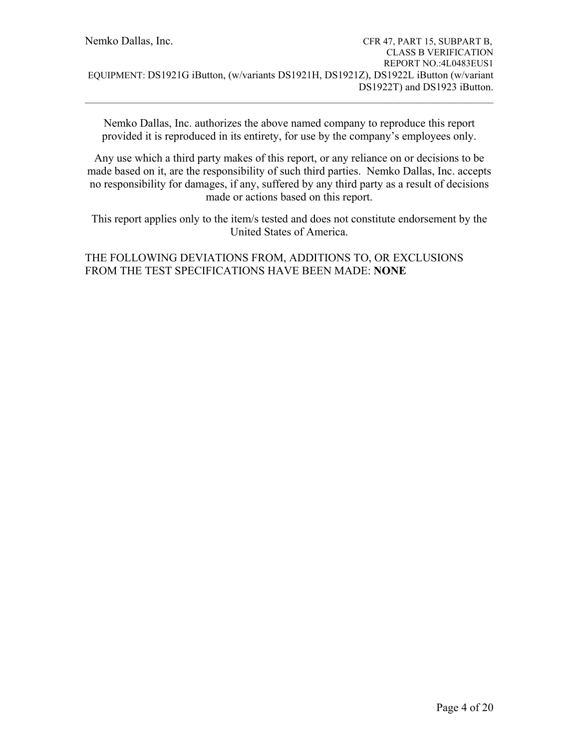Nemko Dallas, Inc. authorizes the above named company to reproduce this report provided it is reproduced in its entirety, for use by the company's employees only.

Any use which a third party makes of this report, or any reliance on or decisions to be made based on it, are the responsibility of such third parties. Nemko Dallas, Inc. accepts no responsibility for damages, if any, suffered by any third party as a result of decisions made or actions based on this report.

This report applies only to the item/s tested and does not constitute endorsement by the United States of America.

THE FOLLOWING DEVIATIONS FROM, ADDITIONS TO, OR EXCLUSIONS FROM THE TEST SPECIFICATIONS HAVE BEEN MADE: **NONE**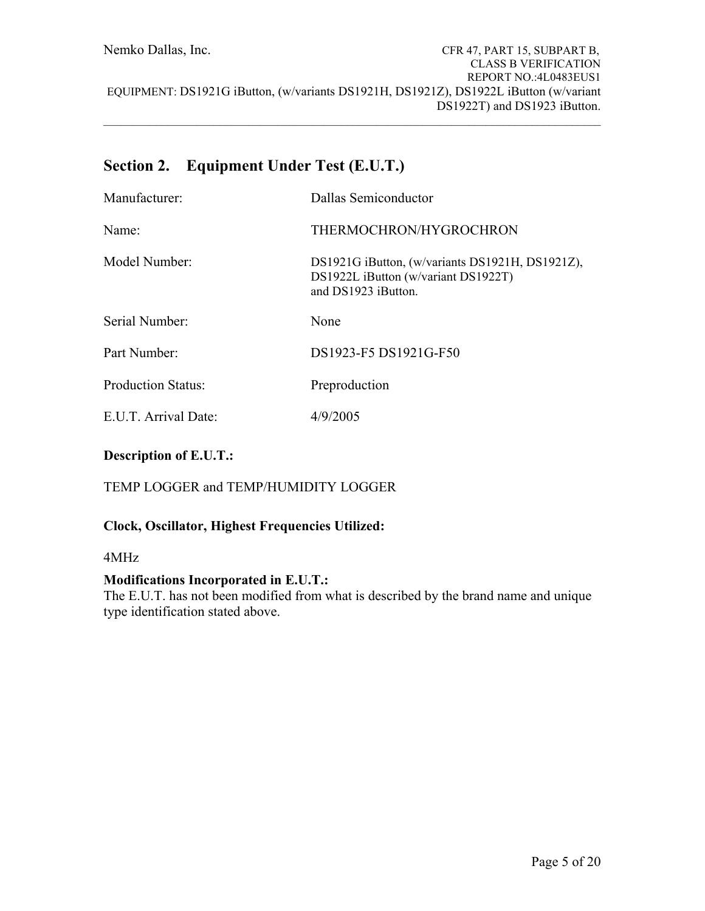## Section 2. Equipment Under Test (E.U.T.)

| | |
|---|---|
| Manufacturer: | Dallas Semiconductor |
| Name: | THERMOCHRON/HYGROCHRON |
| Model Number: | DS1921G iButton, (w/variants DS1921H, DS1921Z), DS1922L iButton (w/variant DS1922T) and DS1923 iButton. |
| Serial Number: | None |
| Part Number: | DS1923-F5 DS1921G-F50 |
| Production Status: | Preproduction |
| E.U.T. Arrival Date: | 4/9/2005 |

**Description of E.U.T.:**

TEMP LOGGER and TEMP/HUMIDITY LOGGER

**Clock, Oscillator, Highest Frequencies Utilized:**

4MHz

**Modifications Incorporated in E.U.T.:**
The E.U.T. has not been modified from what is described by the brand name and unique type identification stated above.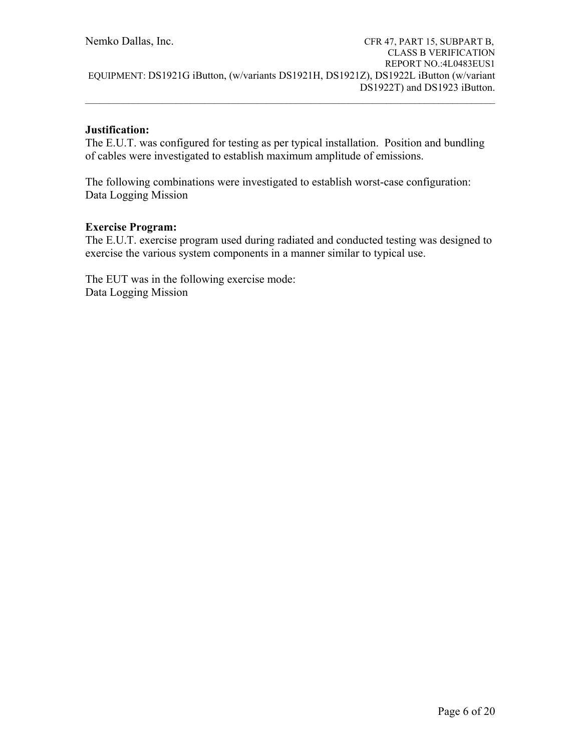**Justification:**
The E.U.T. was configured for testing as per typical installation. Position and bundling of cables were investigated to establish maximum amplitude of emissions.

The following combinations were investigated to establish worst-case configuration:
Data Logging Mission

**Exercise Program:**
The E.U.T. exercise program used during radiated and conducted testing was designed to exercise the various system components in a manner similar to typical use.

The EUT was in the following exercise mode:
Data Logging Mission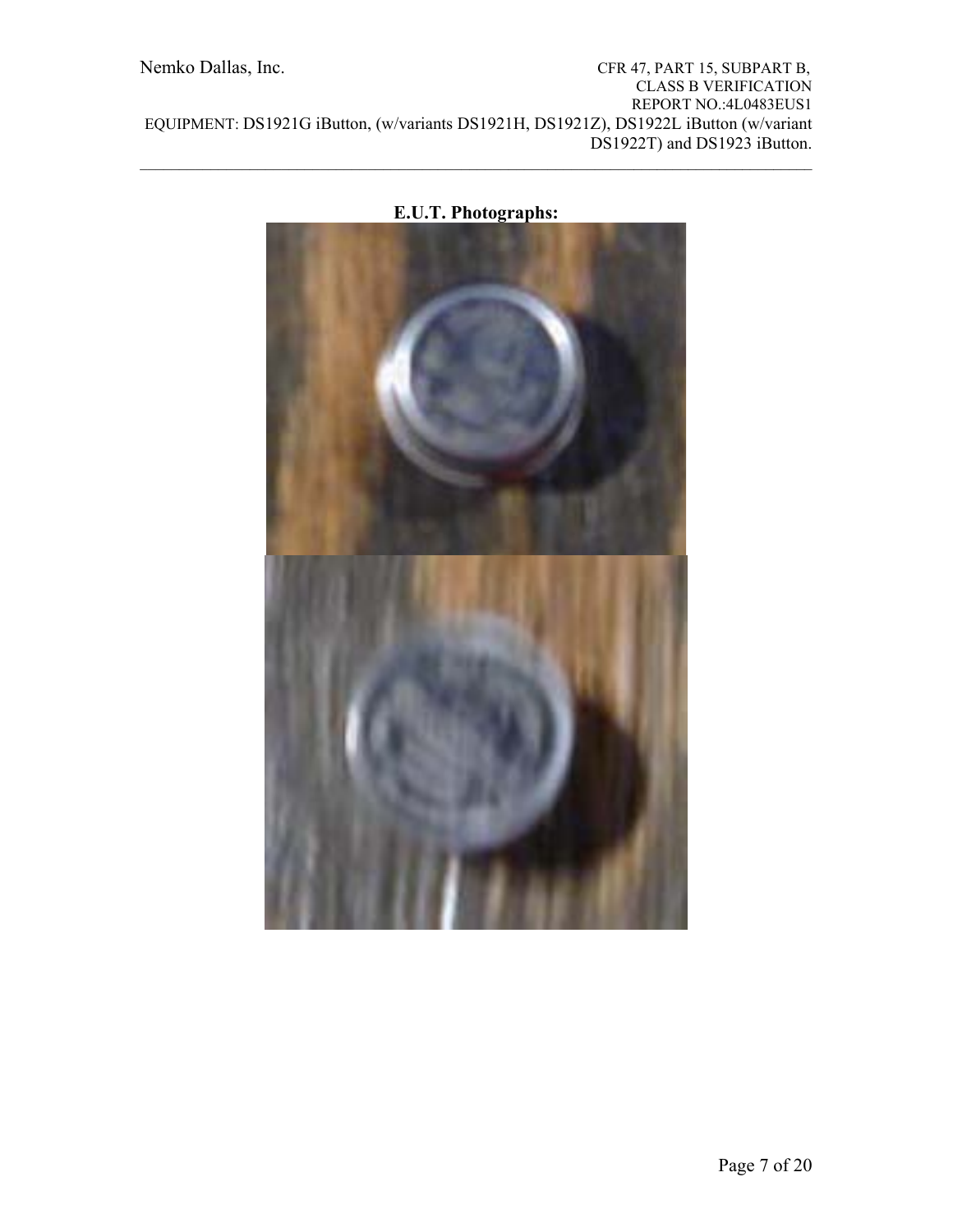**E.U.T. Photographs:**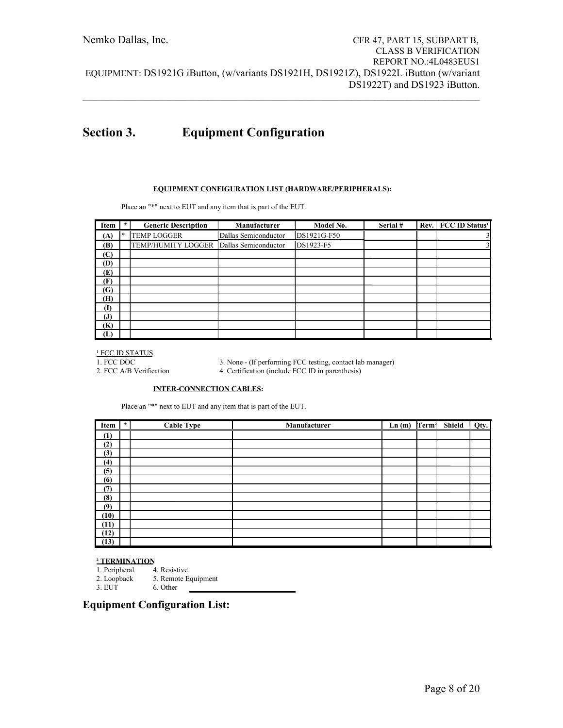# Section 3. Equipment Configuration

**EQUIPMENT CONFIGURATION LIST (HARDWARE/PERIPHERALS):**

Place an "*" next to EUT and any item that is part of the EUT.

| Item | * | Generic Description | Manufacturer | Model No. | Serial # | Rev. | FCC ID Status[1] |
|---|---|---|---|---|---|---|---|
| (A) | * | TEMP LOGGER | Dallas Semiconductor | DS1921G-F50 | | | 3 |
| (B) | | TEMP/HUMITY LOGGER | Dallas Semiconductor | DS1923-F5 | | | 3 |
| (C) | | | | | | | |
| (D) | | | | | | | |
| (E) | | | | | | | |
| (F) | | | | | | | |
| (G) | | | | | | | |
| (H) | | | | | | | |
| (I) | | | | | | | |
| (J) | | | | | | | |
| (K) | | | | | | | |
| (L) | | | | | | | |

[1] FCC ID STATUS

1. FCC DOC
2. FCC A/B Verification
3. None - (If performing FCC testing, contact lab manager)
4. Certification (include FCC ID in parenthesis)

**INTER-CONNECTION CABLES:**

Place an "*" next to EUT and any item that is part of the EUT.

| Item | * | Cable Type | Manufacturer | Ln (m) | Term[2] | Shield | Qty. |
|---|---|---|---|---|---|---|---|
| (1) | | | | | | | |
| (2) | | | | | | | |
| (3) | | | | | | | |
| (4) | | | | | | | |
| (5) | | | | | | | |
| (6) | | | | | | | |
| (7) | | | | | | | |
| (8) | | | | | | | |
| (9) | | | | | | | |
| (10) | | | | | | | |
| (11) | | | | | | | |
| (12) | | | | | | | |
| (13) | | | | | | | |

**[2] TERMINATION**

1. Peripheral
2. Loopback
3. EUT
4. Resistive
5. Remote Equipment
6. Other \_\_\_\_\_\_\_\_\_\_\_\_\_\_\_\_

## Equipment Configuration List: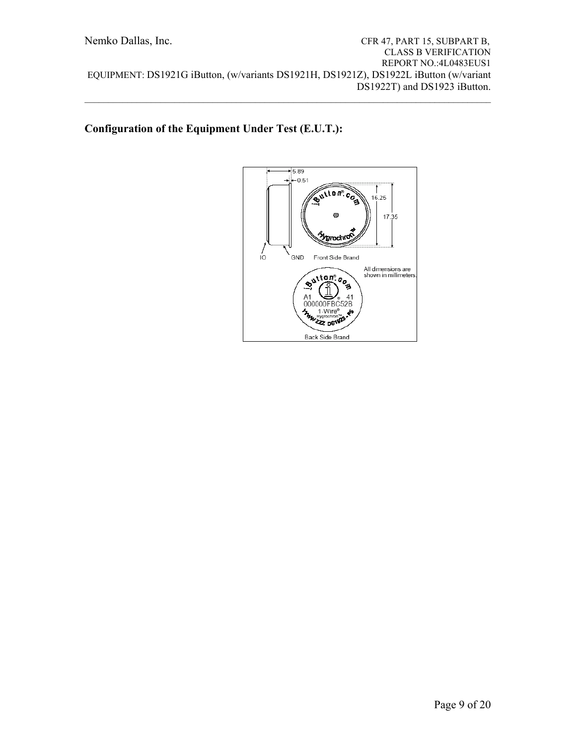## Configuration of the Equipment Under Test (E.U.T.):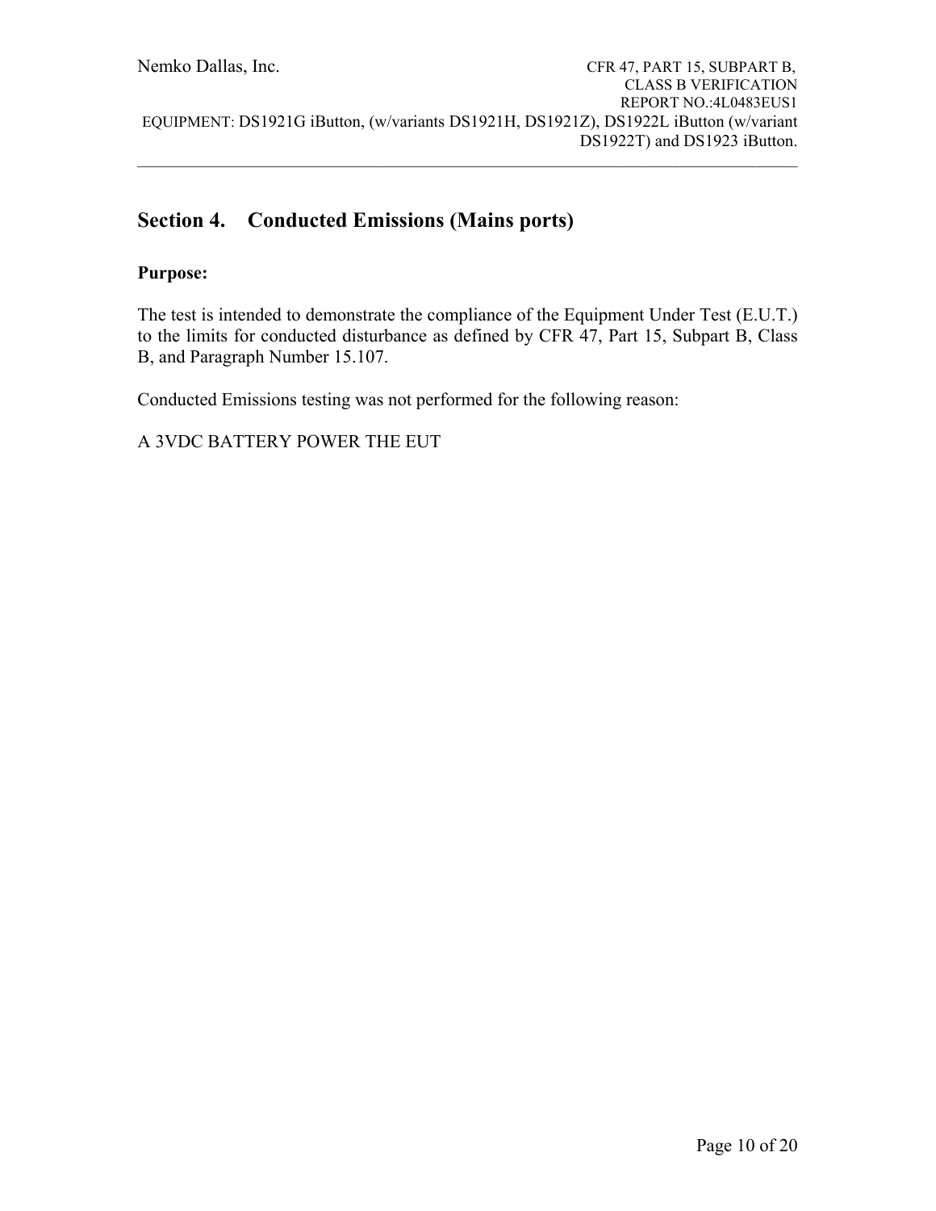## Section 4. Conducted Emissions (Mains ports)

**Purpose:**

The test is intended to demonstrate the compliance of the Equipment Under Test (E.U.T.) to the limits for conducted disturbance as defined by CFR 47, Part 15, Subpart B, Class B, and Paragraph Number 15.107.

Conducted Emissions testing was not performed for the following reason:

A 3VDC BATTERY POWER THE EUT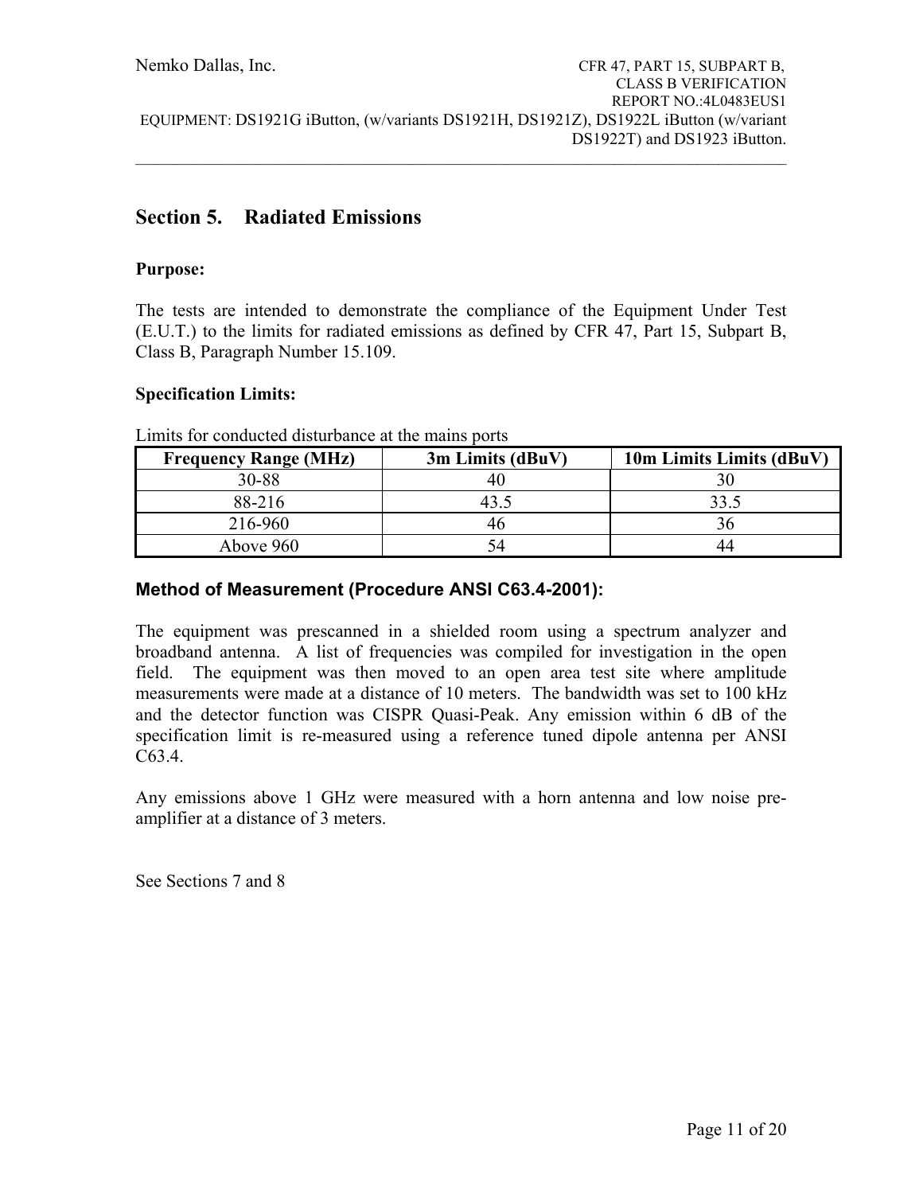## Section 5. Radiated Emissions

**Purpose:**

The tests are intended to demonstrate the compliance of the Equipment Under Test (E.U.T.) to the limits for radiated emissions as defined by CFR 47, Part 15, Subpart B, Class B, Paragraph Number 15.109.

**Specification Limits:**

Limits for conducted disturbance at the mains ports

| Frequency Range (MHz) | 3m Limits (dBuV) | 10m Limits Limits (dBuV) |
|---|---|---|
| 30-88 | 40 | 30 |
| 88-216 | 43.5 | 33.5 |
| 216-960 | 46 | 36 |
| Above 960 | 54 | 44 |

### Method of Measurement (Procedure ANSI C63.4-2001):

The equipment was prescanned in a shielded room using a spectrum analyzer and broadband antenna. A list of frequencies was compiled for investigation in the open field. The equipment was then moved to an open area test site where amplitude measurements were made at a distance of 10 meters. The bandwidth was set to 100 kHz and the detector function was CISPR Quasi-Peak. Any emission within 6 dB of the specification limit is re-measured using a reference tuned dipole antenna per ANSI C63.4.

Any emissions above 1 GHz were measured with a horn antenna and low noise pre-amplifier at a distance of 3 meters.

See Sections 7 and 8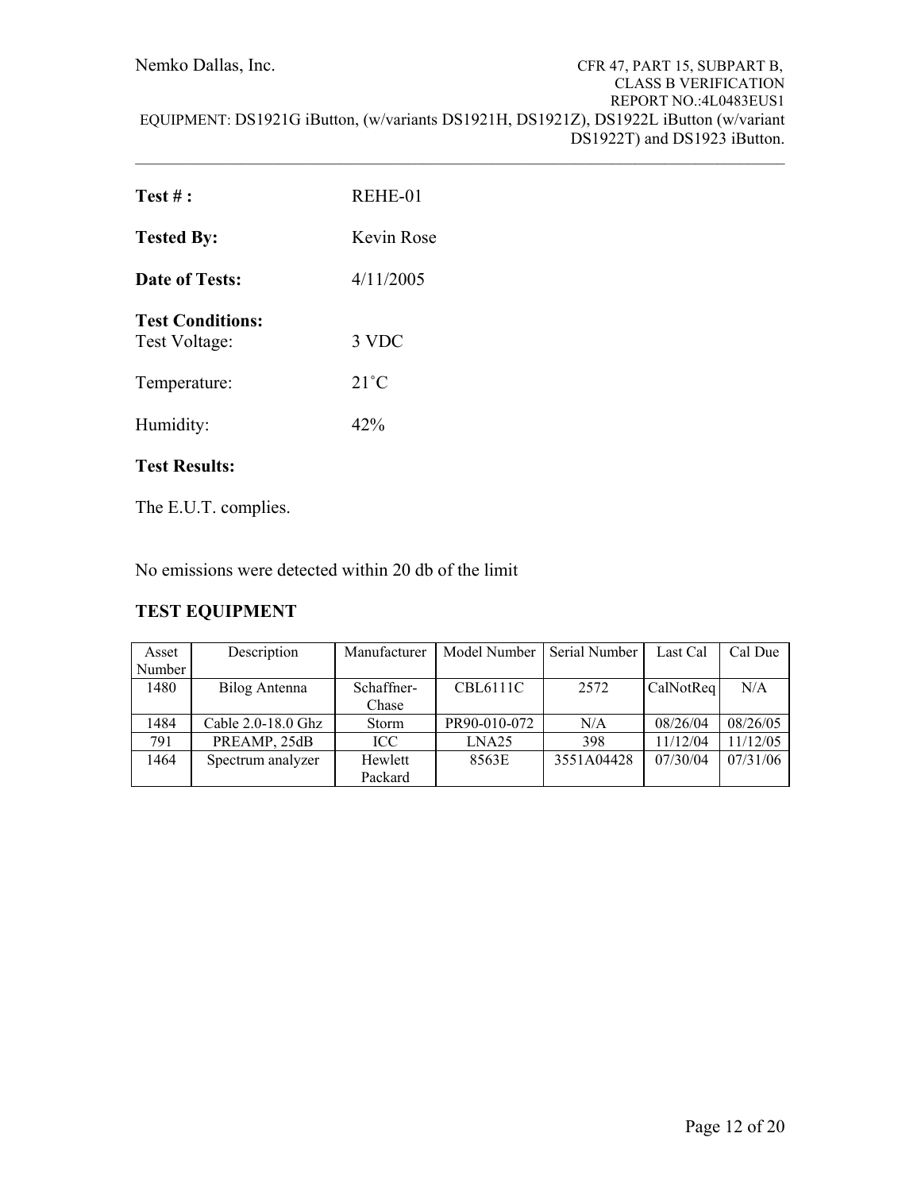**Test # :** REHE-01

**Tested By:** Kevin Rose

**Date of Tests:** 4/11/2005

**Test Conditions:**
Test Voltage: 3 VDC

Temperature: 21˚C

Humidity: 42%

**Test Results:**

The E.U.T. complies.

No emissions were detected within 20 db of the limit

**TEST EQUIPMENT**

| Asset Number | Description | Manufacturer | Model Number | Serial Number | Last Cal | Cal Due |
|---|---|---|---|---|---|---|
| 1480 | Bilog Antenna | Schaffner-Chase | CBL6111C | 2572 | CalNotReq | N/A |
| 1484 | Cable 2.0-18.0 Ghz | Storm | PR90-010-072 | N/A | 08/26/04 | 08/26/05 |
| 791 | PREAMP, 25dB | ICC | LNA25 | 398 | 11/12/04 | 11/12/05 |
| 1464 | Spectrum analyzer | Hewlett Packard | 8563E | 3551A04428 | 07/30/04 | 07/31/06 |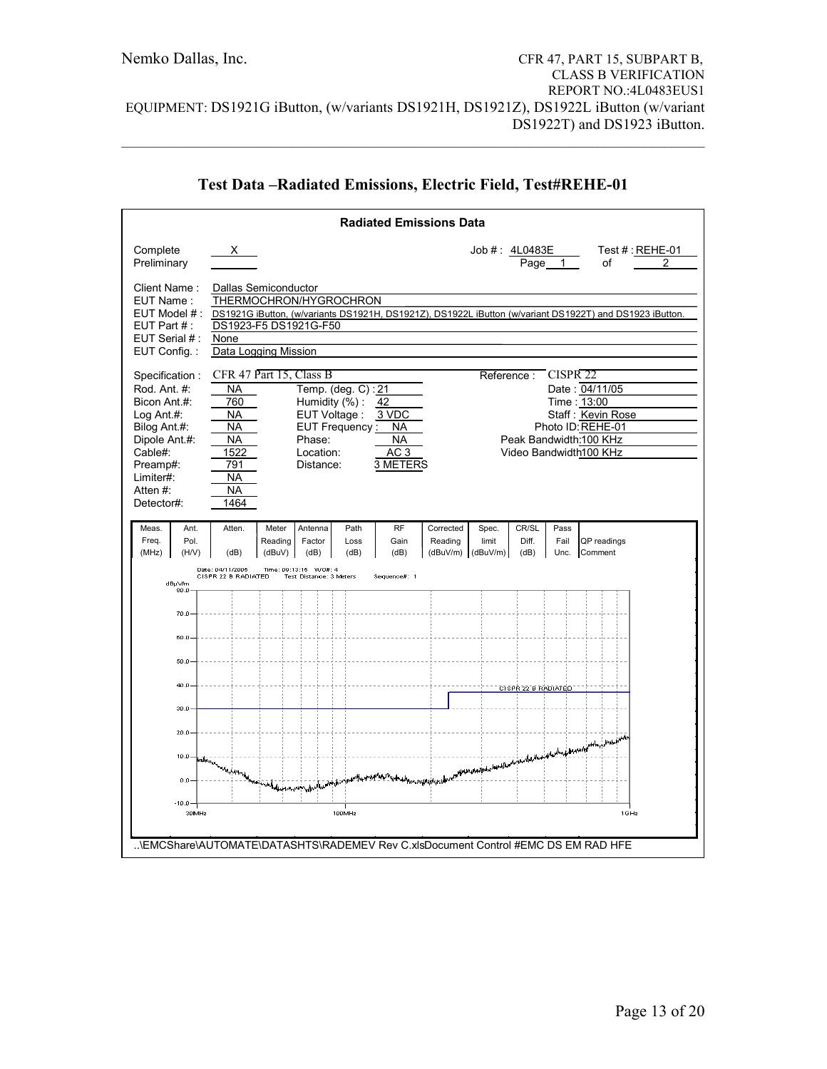## Test Data –Radiated Emissions, Electric Field, Test#REHE-01

**Radiated Emissions Data**

Complete X
Preliminary

Job # : 4L0483E    Test # : REHE-01
Page 1 of 2

Client Name : Dallas Semiconductor
EUT Name : THERMOCHRON/HYGROCHRON
EUT Model # : DS1921G iButton, (w/variants DS1921H, DS1921Z), DS1922L iButton (w/variant DS1922T) and DS1923 iButton.
EUT Part # : DS1923-F5 DS1921G-F50
EUT Serial # : None
EUT Config. : Data Logging Mission

Specification : CFR 47 Part 15, Class B    Reference : CISPR 22

| | | | | | |
|---|---|---|---|---|---|
| Rod. Ant. #: | NA | Temp. (deg. C) : | 21 | Date : | 04/11/05 |
| Bicon Ant.#: | 760 | Humidity (%) : | 42 | Time : | 13:00 |
| Log Ant.#: | NA | EUT Voltage : | 3 VDC | Staff : | Kevin Rose |
| Bilog Ant.#: | NA | EUT Frequency : | NA | Photo ID: | REHE-01 |
| Dipole Ant.#: | NA | Phase: | NA | Peak Bandwidth: | 100 KHz |
| Cable#: | 1522 | Location: | AC 3 | Video Bandwidth | 100 KHz |
| Preamp#: | 791 | Distance: | 3 METERS | | |
| Limiter#: | NA | | | | |
| Atten #: | NA | | | | |
| Detector#: | 1464 | | | | |

| Meas. Freq. (MHz) | Ant. Pol. (H/V) | Atten. (dB) | Meter Reading (dBuV) | Antenna Factor (dB) | Path Loss (dB) | RF Gain (dB) | Corrected Reading (dBuV/m) | Spec. limit (dBuV/m) | CR/SL Diff. (dB) | Pass Fail Unc. | QP readings Comment |
|---|---|---|---|---|---|---|---|---|---|---|---|

Date: 04/11/2005 Time: 00:13:16 WO#: 4
CISPR 22 B RADIATED Test Distance: 3 Meters Sequence#: 1

..\EMCShare\AUTOMATE\DATASHTS\RADEMEV Rev C.xlsDocument Control #EMC DS EM RAD HFE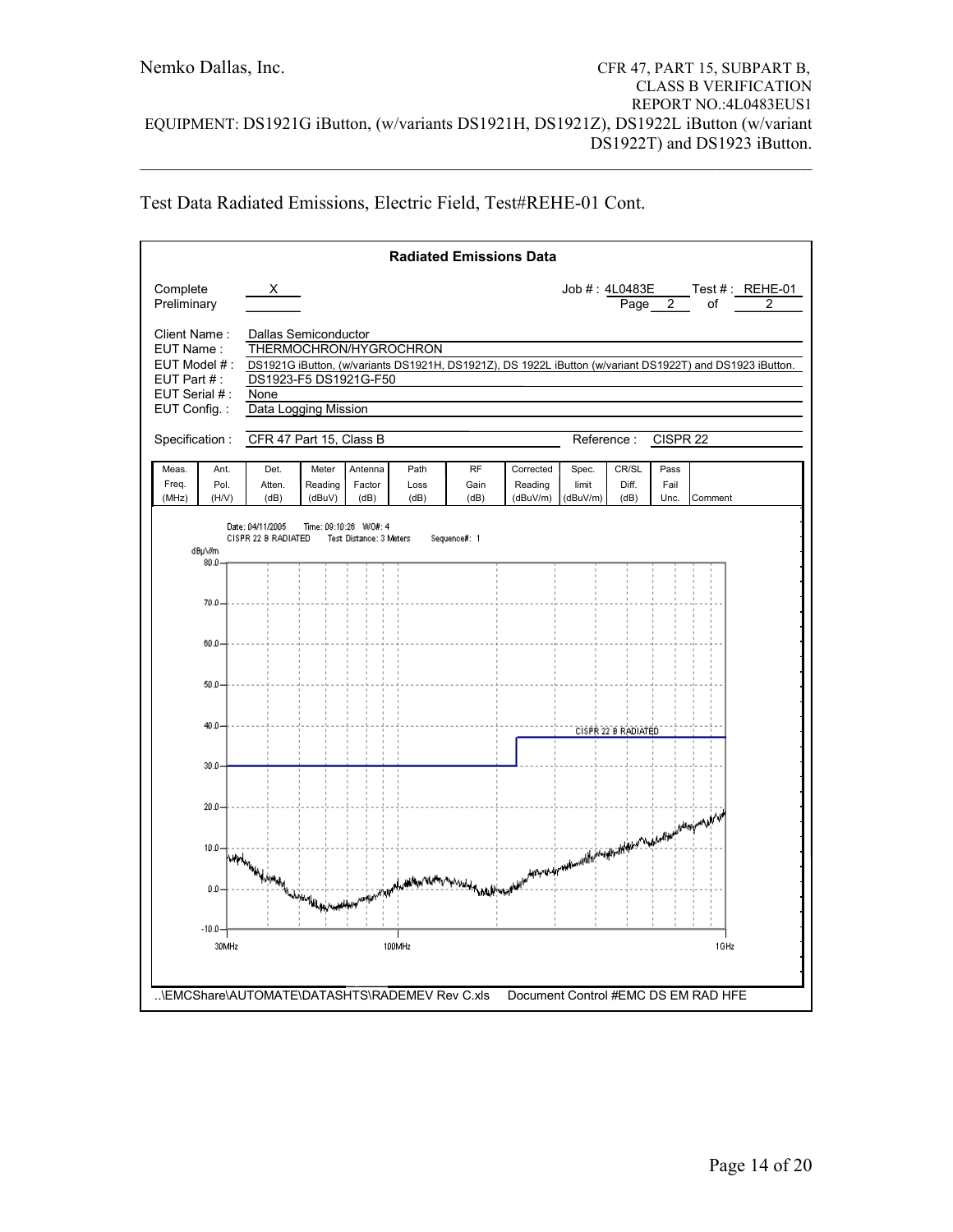Test Data Radiated Emissions, Electric Field, Test#REHE-01 Cont.

**Radiated Emissions Data**

Complete X
Preliminary

Job # : 4L0483E Test # : REHE-01
Page 2 of 2

Client Name : Dallas Semiconductor
EUT Name : THERMOCHRON/HYGROCHRON
EUT Model # : DS1921G iButton, (w/variants DS1921H, DS1921Z), DS 1922L iButton (w/variant DS1922T) and DS1923 iButton.
EUT Part # : DS1923-F5 DS1921G-F50
EUT Serial # : None
EUT Config. : Data Logging Mission

Specification : CFR 47 Part 15, Class B Reference : CISPR 22

| Meas. Freq. (MHz) | Ant. Pol. (H/V) | Det. Atten. (dB) | Meter Reading (dBuV) | Antenna Factor (dB) | Path Loss (dB) | RF Gain (dB) | Corrected Reading (dBuV/m) | Spec. limit (dBuV/m) | CR/SL Diff. (dB) | Pass Fail Unc. | Comment |
|---|---|---|---|---|---|---|---|---|---|---|---|

Date: 04/11/2005 Time: 09:10:26 WO#: 4
CISPR 22 B RADIATED Test Distance: 3 Meters Sequence#: 1

dBμV/m

80.0, 70.0, 60.0, 50.0, 40.0, 30.0, 20.0, 10.0, 0.0, -10.0

CISPR 22 B RADIATED

30MHz 100MHz 1GHz

..\EMCShare\AUTOMATE\DATASHTS\RADEMEV Rev C.xls Document Control #EMC DS EM RAD HFE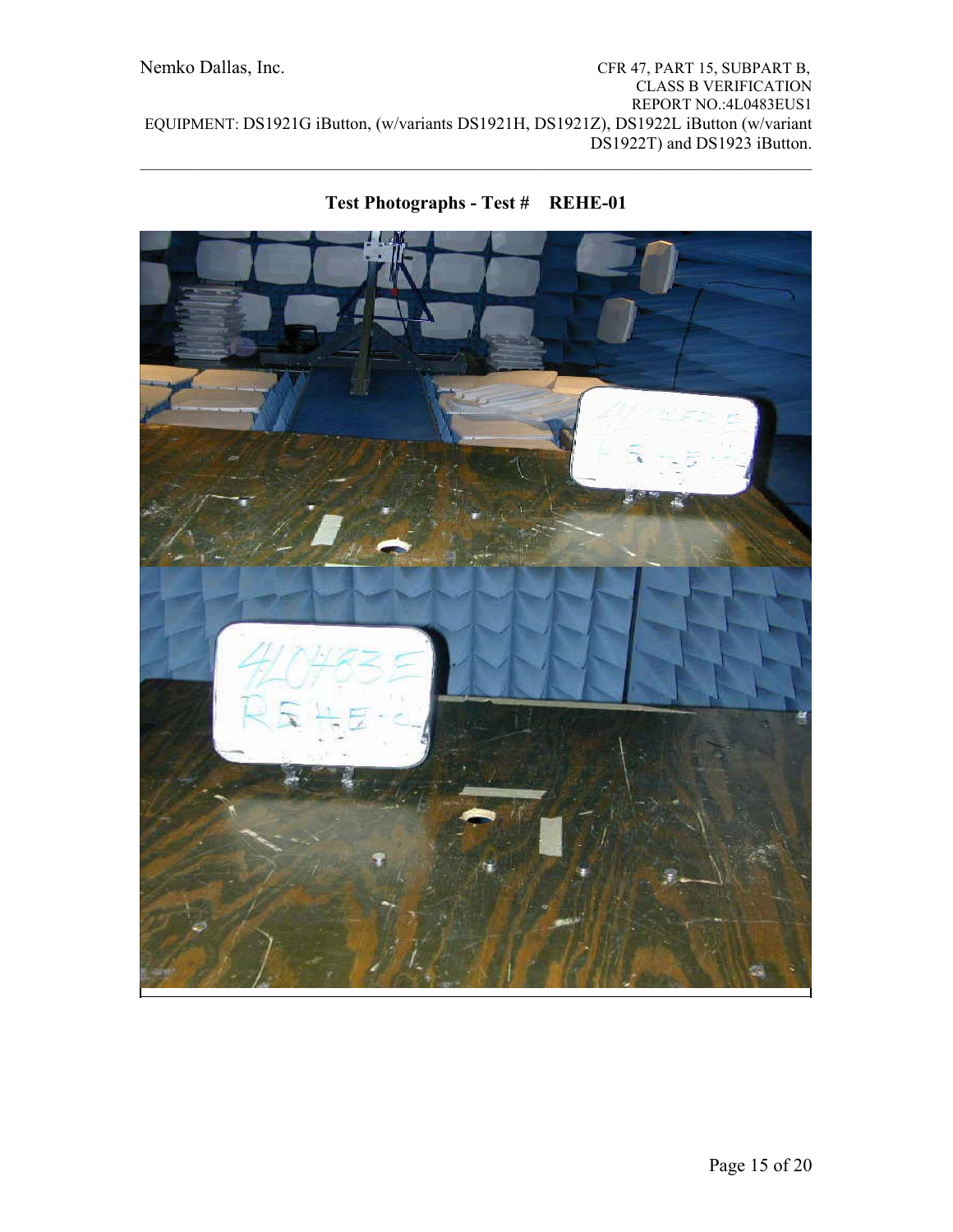## Test Photographs - Test # REHE-01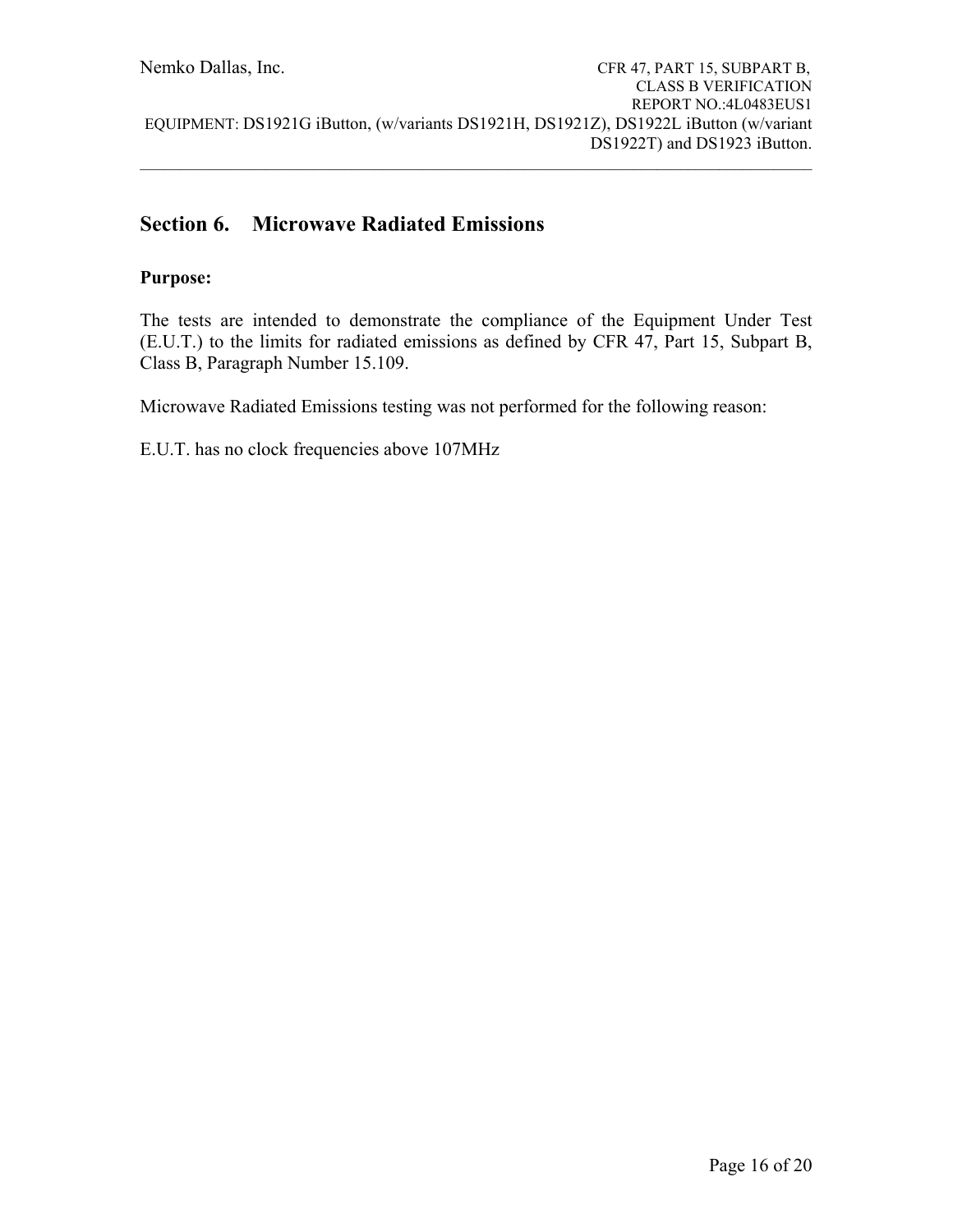## Section 6. Microwave Radiated Emissions

**Purpose:**

The tests are intended to demonstrate the compliance of the Equipment Under Test (E.U.T.) to the limits for radiated emissions as defined by CFR 47, Part 15, Subpart B, Class B, Paragraph Number 15.109.

Microwave Radiated Emissions testing was not performed for the following reason:

E.U.T. has no clock frequencies above 107MHz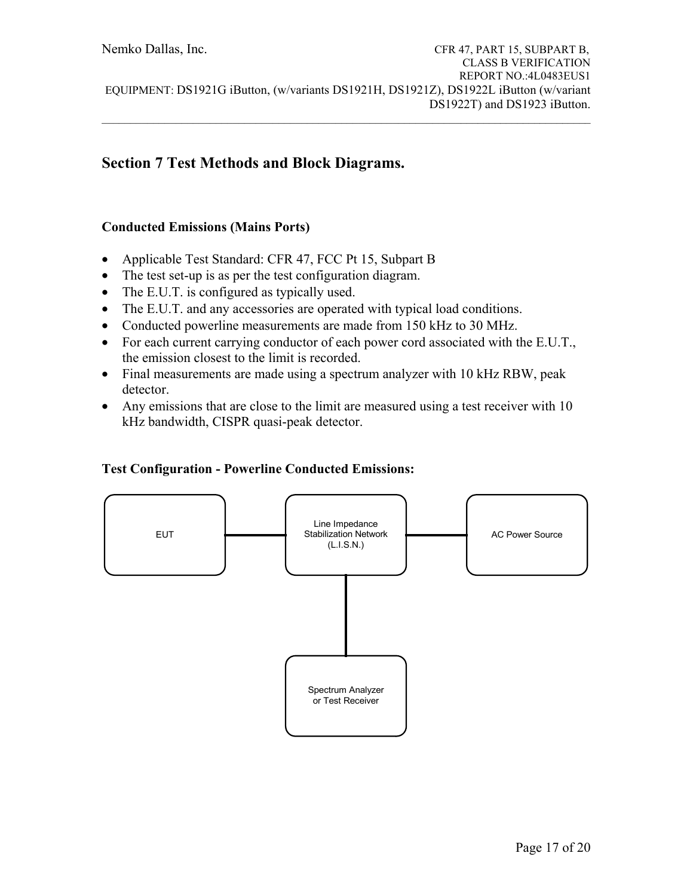## Section 7 Test Methods and Block Diagrams.

### Conducted Emissions (Mains Ports)

- Applicable Test Standard: CFR 47, FCC Pt 15, Subpart B
- The test set-up is as per the test configuration diagram.
- The E.U.T. is configured as typically used.
- The E.U.T. and any accessories are operated with typical load conditions.
- Conducted powerline measurements are made from 150 kHz to 30 MHz.
- For each current carrying conductor of each power cord associated with the E.U.T., the emission closest to the limit is recorded.
- Final measurements are made using a spectrum analyzer with 10 kHz RBW, peak detector.
- Any emissions that are close to the limit are measured using a test receiver with 10 kHz bandwidth, CISPR quasi-peak detector.

### Test Configuration - Powerline Conducted Emissions:

EUT

Line Impedance Stabilization Network (L.I.S.N.)

AC Power Source

Spectrum Analyzer or Test Receiver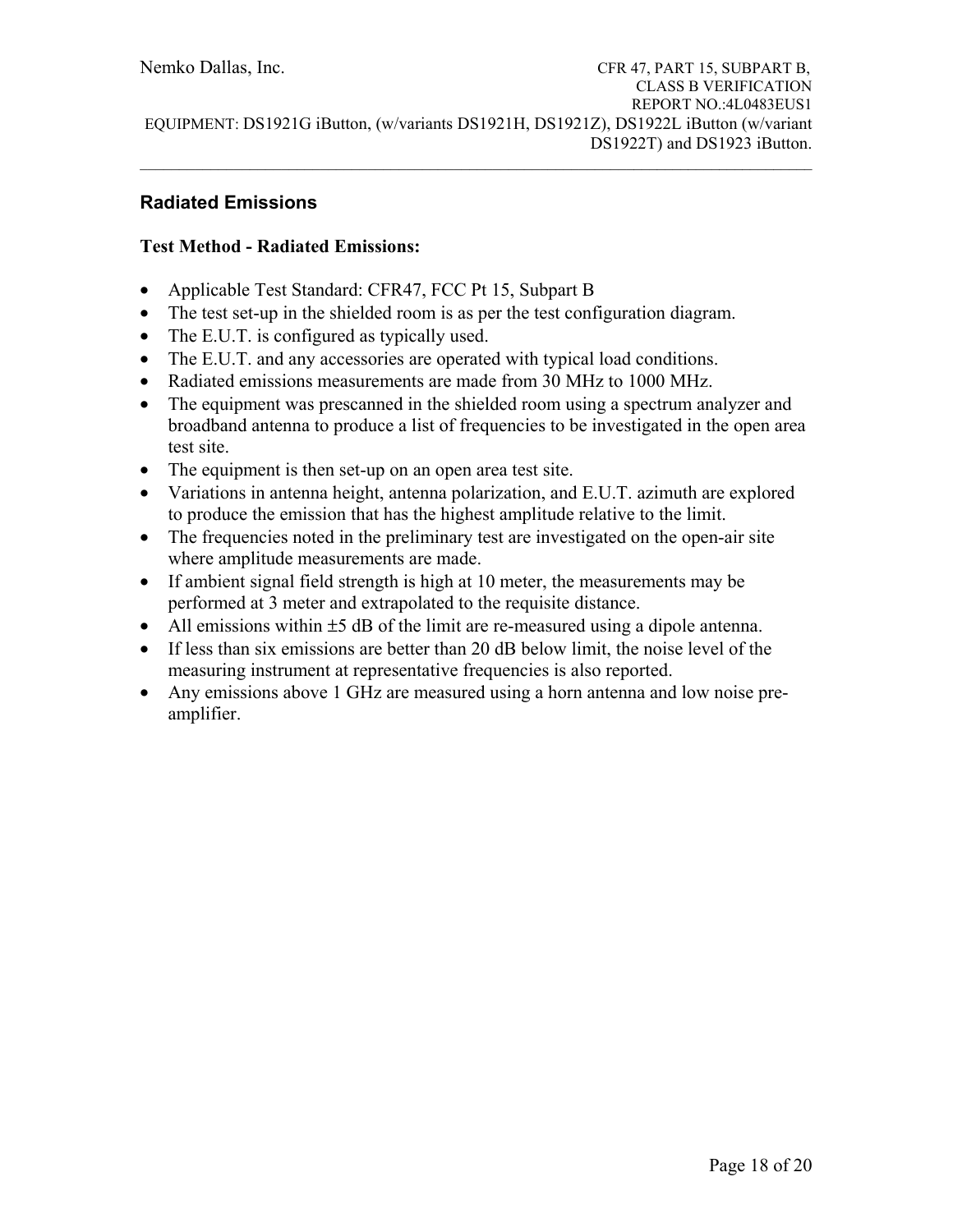## Radiated Emissions

**Test Method - Radiated Emissions:**

- Applicable Test Standard: CFR47, FCC Pt 15, Subpart B
- The test set-up in the shielded room is as per the test configuration diagram.
- The E.U.T. is configured as typically used.
- The E.U.T. and any accessories are operated with typical load conditions.
- Radiated emissions measurements are made from 30 MHz to 1000 MHz.
- The equipment was prescanned in the shielded room using a spectrum analyzer and broadband antenna to produce a list of frequencies to be investigated in the open area test site.
- The equipment is then set-up on an open area test site.
- Variations in antenna height, antenna polarization, and E.U.T. azimuth are explored to produce the emission that has the highest amplitude relative to the limit.
- The frequencies noted in the preliminary test are investigated on the open-air site where amplitude measurements are made.
- If ambient signal field strength is high at 10 meter, the measurements may be performed at 3 meter and extrapolated to the requisite distance.
- All emissions within ±5 dB of the limit are re-measured using a dipole antenna.
- If less than six emissions are better than 20 dB below limit, the noise level of the measuring instrument at representative frequencies is also reported.
- Any emissions above 1 GHz are measured using a horn antenna and low noise pre-amplifier.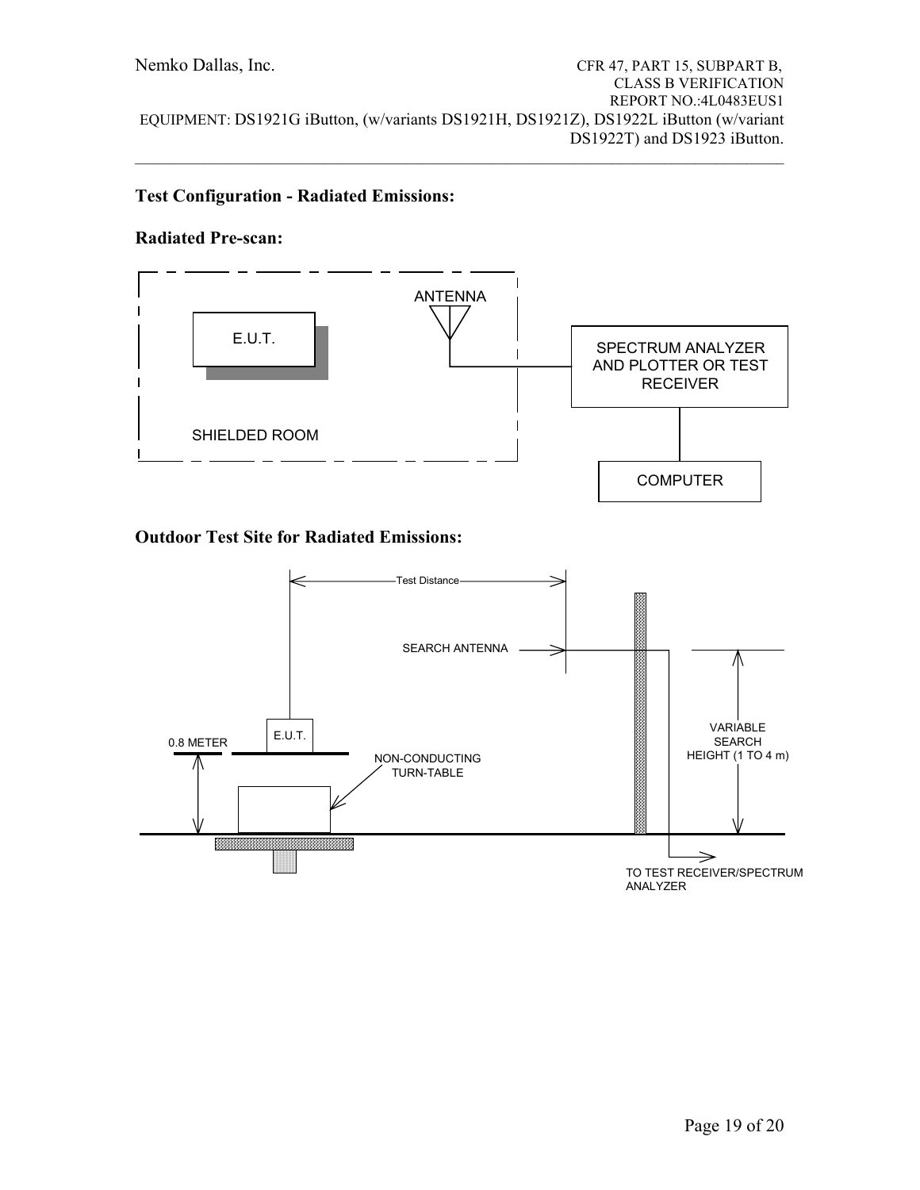**Test Configuration - Radiated Emissions:**

**Radiated Pre-scan:**

ANTENNA

E.U.T.

SPECTRUM ANALYZER AND PLOTTER OR TEST RECEIVER

SHIELDED ROOM

COMPUTER

**Outdoor Test Site for Radiated Emissions:**

Test Distance

SEARCH ANTENNA

E.U.T.

0.8 METER

NON-CONDUCTING TURN-TABLE

VARIABLE SEARCH HEIGHT (1 TO 4 m)

TO TEST RECEIVER/SPECTRUM ANALYZER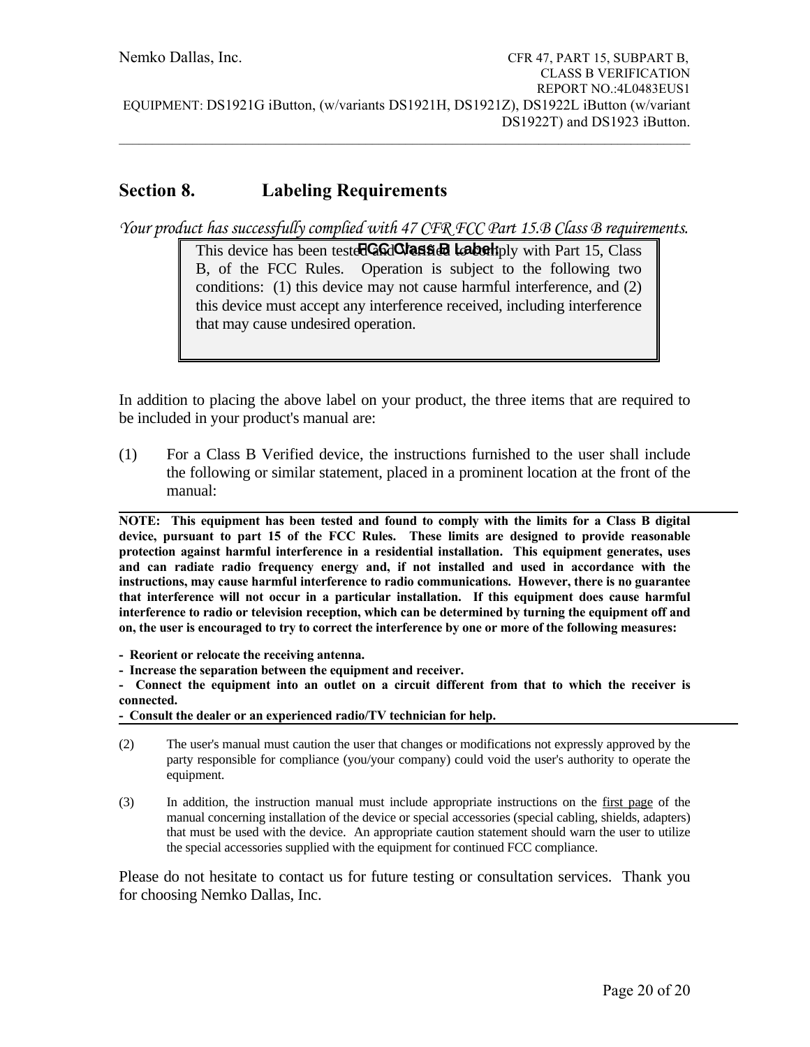## Section 8. Labeling Requirements

*Your product has successfully complied with 47 CFR FCC Part 15.B Class B requirements.*

**FCC Class B Label:**

> This device has been tested and verified to comply with Part 15, Class B, of the FCC Rules. Operation is subject to the following two conditions: (1) this device may not cause harmful interference, and (2) this device must accept any interference received, including interference that may cause undesired operation.

In addition to placing the above label on your product, the three items that are required to be included in your product's manual are:

(1) For a Class B Verified device, the instructions furnished to the user shall include the following or similar statement, placed in a prominent location at the front of the manual:

---

**NOTE: This equipment has been tested and found to comply with the limits for a Class B digital device, pursuant to part 15 of the FCC Rules. These limits are designed to provide reasonable protection against harmful interference in a residential installation. This equipment generates, uses and can radiate radio frequency energy and, if not installed and used in accordance with the instructions, may cause harmful interference to radio communications. However, there is no guarantee that interference will not occur in a particular installation. If this equipment does cause harmful interference to radio or television reception, which can be determined by turning the equipment off and on, the user is encouraged to try to correct the interference by one or more of the following measures:**

**- Reorient or relocate the receiving antenna.**
**- Increase the separation between the equipment and receiver.**
**- Connect the equipment into an outlet on a circuit different from that to which the receiver is connected.**
**- Consult the dealer or an experienced radio/TV technician for help.**

---

(2) The user's manual must caution the user that changes or modifications not expressly approved by the party responsible for compliance (you/your company) could void the user's authority to operate the equipment.

(3) In addition, the instruction manual must include appropriate instructions on the first page of the manual concerning installation of the device or special accessories (special cabling, shields, adapters) that must be used with the device. An appropriate caution statement should warn the user to utilize the special accessories supplied with the equipment for continued FCC compliance.

Please do not hesitate to contact us for future testing or consultation services. Thank you for choosing Nemko Dallas, Inc.